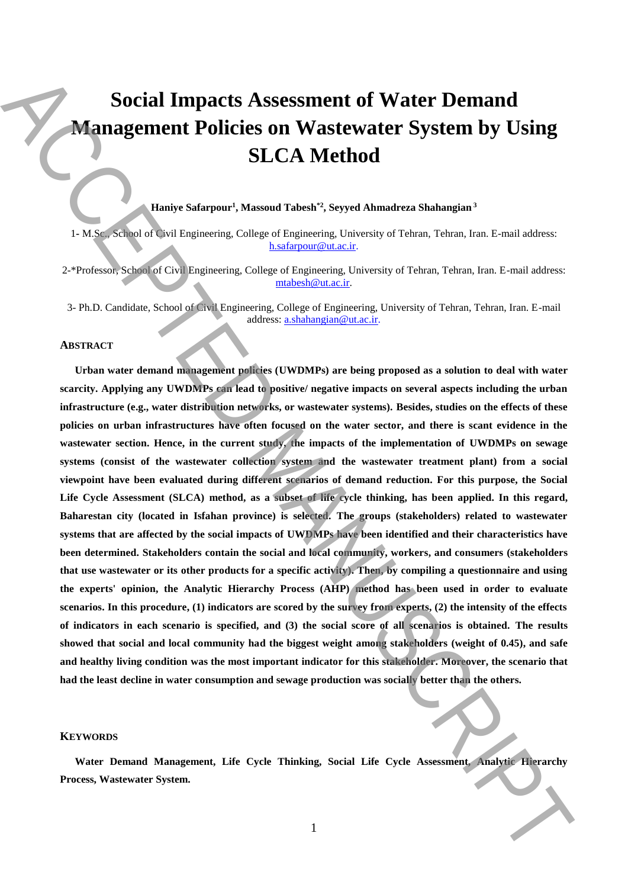# Social Impacts Assessment of Water Demand Management Policies on Wastewater System by Using SLCA Method

**Haniye Safarpour[1], Massoud Tabesh[*2], Seyyed Ahmadreza Shahangian[3]**

1- M.Sc., School of Civil Engineering, College of Engineering, University of Tehran, Tehran, Iran. E-mail address: h.safarpour@ut.ac.ir.

2-*Professor, School of Civil Engineering, College of Engineering, University of Tehran, Tehran, Iran. E-mail address: mtabesh@ut.ac.ir.

3- Ph.D. Candidate, School of Civil Engineering, College of Engineering, University of Tehran, Tehran, Iran. E-mail address: a.shahangian@ut.ac.ir.

## ABSTRACT

**Urban water demand management policies (UWDMPs) are being proposed as a solution to deal with water scarcity. Applying any UWDMPs can lead to positive/ negative impacts on several aspects including the urban infrastructure (e.g., water distribution networks, or wastewater systems). Besides, studies on the effects of these policies on urban infrastructures have often focused on the water sector, and there is scant evidence in the wastewater section. Hence, in the current study, the impacts of the implementation of UWDMPs on sewage systems (consist of the wastewater collection system and the wastewater treatment plant) from a social viewpoint have been evaluated during different scenarios of demand reduction. For this purpose, the Social Life Cycle Assessment (SLCA) method, as a subset of life cycle thinking, has been applied. In this regard, Baharestan city (located in Isfahan province) is selected. The groups (stakeholders) related to wastewater systems that are affected by the social impacts of UWDMPs have been identified and their characteristics have been determined. Stakeholders contain the social and local community, workers, and consumers (stakeholders that use wastewater or its other products for a specific activity). Then, by compiling a questionnaire and using the experts' opinion, the Analytic Hierarchy Process (AHP) method has been used in order to evaluate scenarios. In this procedure, (1) indicators are scored by the survey from experts, (2) the intensity of the effects of indicators in each scenario is specified, and (3) the social score of all scenarios is obtained. The results showed that social and local community had the biggest weight among stakeholders (weight of 0.45), and safe and healthy living condition was the most important indicator for this stakeholder. Moreover, the scenario that had the least decline in water consumption and sewage production was socially better than the others.**

## KEYWORDS

**Water Demand Management, Life Cycle Thinking, Social Life Cycle Assessment, Analytic Hierarchy Process, Wastewater System.**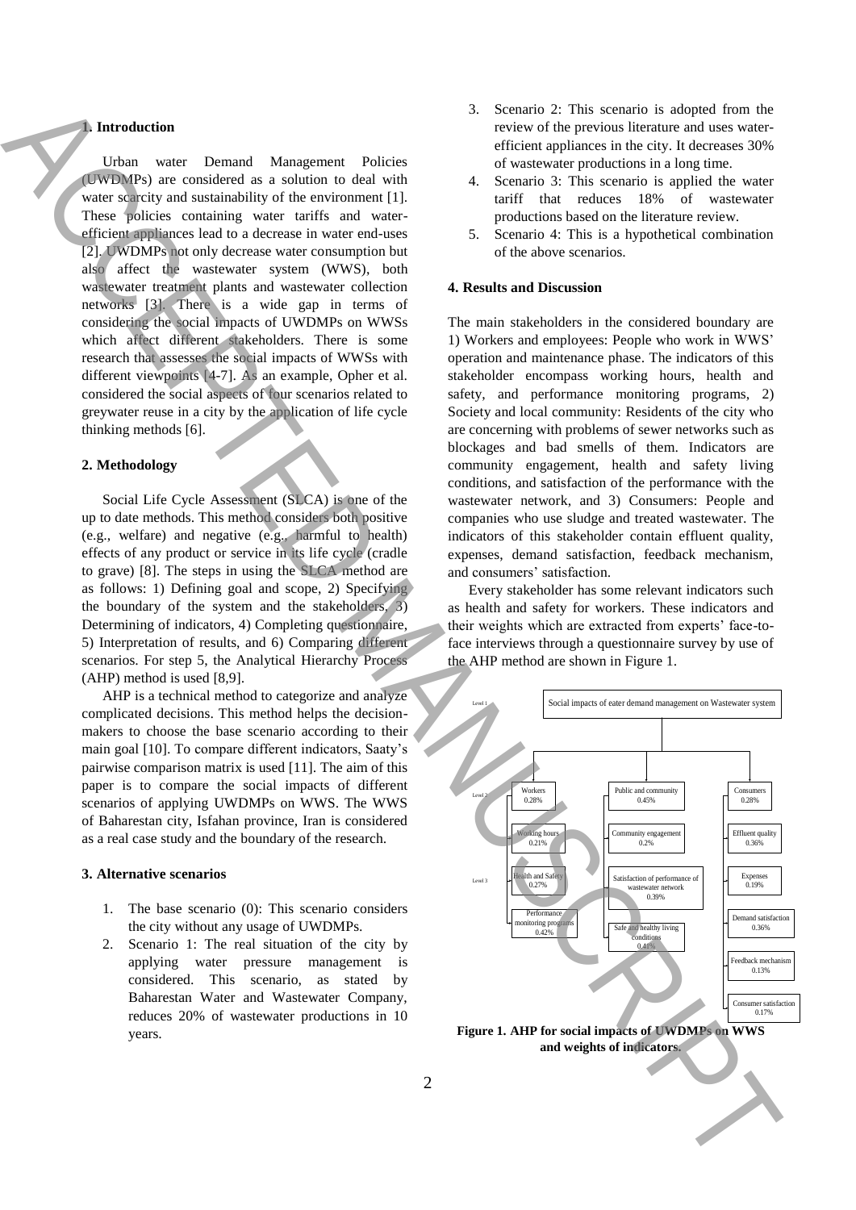## 1. Introduction

Urban water Demand Management Policies (UWDMPs) are considered as a solution to deal with water scarcity and sustainability of the environment [1]. These policies containing water tariffs and water-efficient appliances lead to a decrease in water end-uses [2]. UWDMPs not only decrease water consumption but also affect the wastewater system (WWS), both wastewater treatment plants and wastewater collection networks [3]. There is a wide gap in terms of considering the social impacts of UWDMPs on WWSs which affect different stakeholders. There is some research that assesses the social impacts of WWSs with different viewpoints [4-7]. As an example, Opher et al. considered the social aspects of four scenarios related to greywater reuse in a city by the application of life cycle thinking methods [6].

## 2. Methodology

Social Life Cycle Assessment (SLCA) is one of the up to date methods. This method considers both positive (e.g., welfare) and negative (e.g., harmful to health) effects of any product or service in its life cycle (cradle to grave) [8]. The steps in using the SLCA method are as follows: 1) Defining goal and scope, 2) Specifying the boundary of the system and the stakeholders, 3) Determining of indicators, 4) Completing questionnaire, 5) Interpretation of results, and 6) Comparing different scenarios. For step 5, the Analytical Hierarchy Process (AHP) method is used [8,9].

AHP is a technical method to categorize and analyze complicated decisions. This method helps the decision-makers to choose the base scenario according to their main goal [10]. To compare different indicators, Saaty's pairwise comparison matrix is used [11]. The aim of this paper is to compare the social impacts of different scenarios of applying UWDMPs on WWS. The WWS of Baharestan city, Isfahan province, Iran is considered as a real case study and the boundary of the research.

## 3. Alternative scenarios

1. The base scenario (0): This scenario considers the city without any usage of UWDMPs.
2. Scenario 1: The real situation of the city by applying water pressure management is considered. This scenario, as stated by Baharestan Water and Wastewater Company, reduces 20% of wastewater productions in 10 years.
3. Scenario 2: This scenario is adopted from the review of the previous literature and uses water-efficient appliances in the city. It decreases 30% of wastewater productions in a long time.
4. Scenario 3: This scenario is applied the water tariff that reduces 18% of wastewater productions based on the literature review.
5. Scenario 4: This is a hypothetical combination of the above scenarios.

## 4. Results and Discussion

The main stakeholders in the considered boundary are 1) Workers and employees: People who work in WWS' operation and maintenance phase. The indicators of this stakeholder encompass working hours, health and safety, and performance monitoring programs, 2) Society and local community: Residents of the city who are concerning with problems of sewer networks such as blockages and bad smells of them. Indicators are community engagement, health and safety living conditions, and satisfaction of the performance with the wastewater network, and 3) Consumers: People and companies who use sludge and treated wastewater. The indicators of this stakeholder contain effluent quality, expenses, demand satisfaction, feedback mechanism, and consumers' satisfaction.

Every stakeholder has some relevant indicators such as health and safety for workers. These indicators and their weights which are extracted from experts' face-to-face interviews through a questionnaire survey by use of the AHP method are shown in Figure 1.

Level 1: Social impacts of eater demand management on Wastewater system

Level 2: Workers 0.28% | Public and community 0.45% | Consumers 0.28%

Level 3:
- Workers: Working hours 0.21%; Health and Safety 0.27%; Performance monitoring programs 0.42%
- Public and community: Community engagement 0.2%; Satisfaction of performance of wastewater network 0.39%; Safe and healthy living conditions 0.41%
- Consumers: Effluent quality 0.36%; Expenses 0.19%; Demand satisfaction 0.36%; Feedback mechanism 0.13%; Consumer satisfaction 0.17%

**Figure 1. AHP for social impacts of UWDMPs on WWS and weights of indicators.**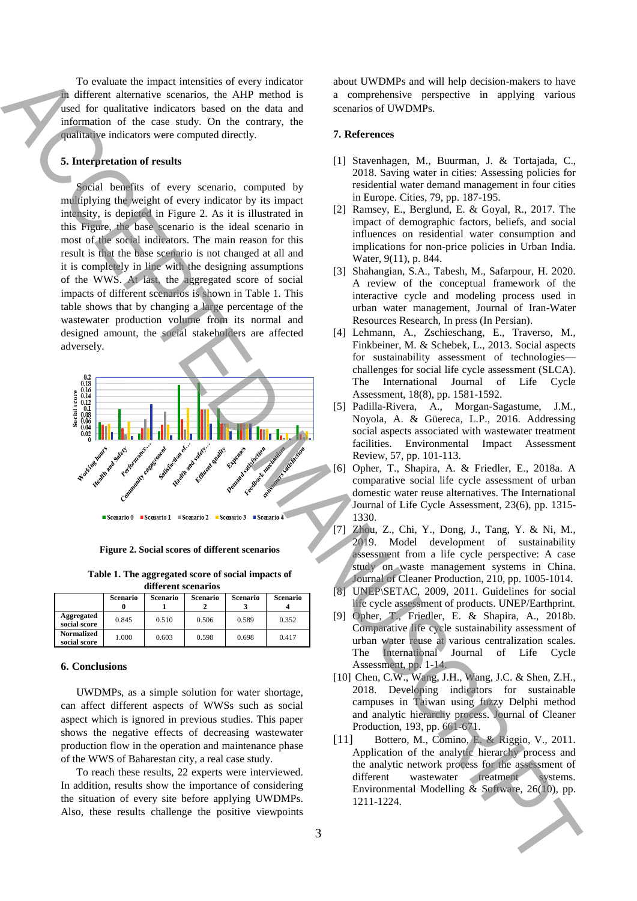To evaluate the impact intensities of every indicator in different alternative scenarios, the AHP method is used for qualitative indicators based on the data and information of the case study. On the contrary, the qualitative indicators were computed directly.

## 5. Interpretation of results

Social benefits of every scenario, computed by multiplying the weight of every indicator by its impact intensity, is depicted in Figure 2. As it is illustrated in this Figure, the base scenario is the ideal scenario in most of the social indicators. The main reason for this result is that the base scenario is not changed at all and it is completely in line with the designing assumptions of the WWS. At last, the aggregated score of social impacts of different scenarios is shown in Table 1. This table shows that by changing a large percentage of the wastewater production volume from its normal and designed amount, the social stakeholders are affected adversely.

Social score

0.2
0.18
0.16
0.14
0.12
0.1
0.08
0.06
0.04
0.02
0

Working hours
Health and Safety
Performance...
Community engagement
Satisfaction of...
Health and safety...
Effluent quality
Expenses
Demand satisfaction
Feedback mechanism
consumers satisfaction

■ Scenario 0 ■ Scenario 1 ■ Scenario 2 ■ Scenario 3 ■ Scenario 4

**Figure 2. Social scores of different scenarios**

**Table 1. The aggregated score of social impacts of different scenarios**

| | Scenario 0 | Scenario 1 | Scenario 2 | Scenario 3 | Scenario 4 |
|---|---|---|---|---|---|
| Aggregated social score | 0.845 | 0.510 | 0.506 | 0.589 | 0.352 |
| Normalized social score | 1.000 | 0.603 | 0.598 | 0.698 | 0.417 |

## 6. Conclusions

UWDMPs, as a simple solution for water shortage, can affect different aspects of WWSs such as social aspect which is ignored in previous studies. This paper shows the negative effects of decreasing wastewater production flow in the operation and maintenance phase of the WWS of Baharestan city, a real case study.

To reach these results, 22 experts were interviewed. In addition, results show the importance of considering the situation of every site before applying UWDMPs. Also, these results challenge the positive viewpoints about UWDMPs and will help decision-makers to have a comprehensive perspective in applying various scenarios of UWDMPs.

## 7. References

[1] Stavenhagen, M., Buurman, J. & Tortajada, C., 2018. Saving water in cities: Assessing policies for residential water demand management in four cities in Europe. Cities, 79, pp. 187-195.

[2] Ramsey, E., Berglund, E. & Goyal, R., 2017. The impact of demographic factors, beliefs, and social influences on residential water consumption and implications for non-price policies in Urban India. Water, 9(11), p. 844.

[3] Shahangian, S.A., Tabesh, M., Safarpour, H. 2020. A review of the conceptual framework of the interactive cycle and modeling process used in urban water management, Journal of Iran-Water Resources Research, In press (In Persian).

[4] Lehmann, A., Zschieschang, E., Traverso, M., Finkbeiner, M. & Schebek, L., 2013. Social aspects for sustainability assessment of technologies—challenges for social life cycle assessment (SLCA). The International Journal of Life Cycle Assessment, 18(8), pp. 1581-1592.

[5] Padilla-Rivera, A., Morgan-Sagastume, J.M., Noyola, A. & Güereca, L.P., 2016. Addressing social aspects associated with wastewater treatment facilities. Environmental Impact Assessment Review, 57, pp. 101-113.

[6] Opher, T., Shapira, A. & Friedler, E., 2018a. A comparative social life cycle assessment of urban domestic water reuse alternatives. The International Journal of Life Cycle Assessment, 23(6), pp. 1315-1330.

[7] Zhou, Z., Chi, Y., Dong, J., Tang, Y. & Ni, M., 2019. Model development of sustainability assessment from a life cycle perspective: A case study on waste management systems in China. Journal of Cleaner Production, 210, pp. 1005-1014.

[8] UNEP\SETAC, 2009, 2011. Guidelines for social life cycle assessment of products. UNEP/Earthprint.

[9] Opher, T., Friedler, E. & Shapira, A., 2018b. Comparative life cycle sustainability assessment of urban water reuse at various centralization scales. The International Journal of Life Cycle Assessment, pp. 1-14.

[10] Chen, C.W., Wang, J.H., Wang, J.C. & Shen, Z.H., 2018. Developing indicators for sustainable campuses in Taiwan using fuzzy Delphi method and analytic hierarchy process. Journal of Cleaner Production, 193, pp. 661-671.

[11] Bottero, M., Comino, E. & Riggio, V., 2011. Application of the analytic hierarchy process and the analytic network process for the assessment of different wastewater treatment systems. Environmental Modelling & Software, 26(10), pp. 1211-1224.